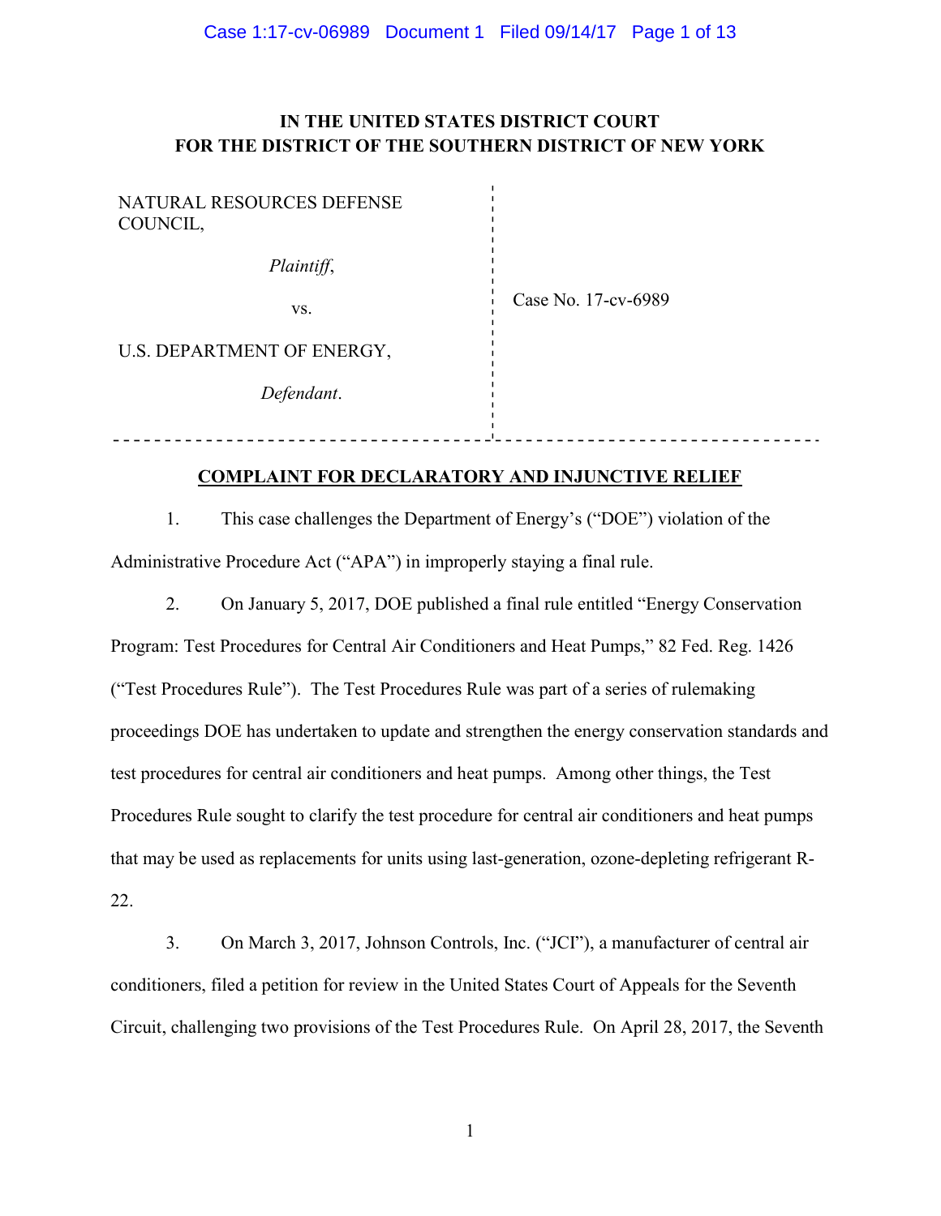IN THE UNITED STATES DISTRICT COURT
FOR THE DISTRICT OF THE SOUTHERN DISTRICT OF NEW YORK

| | |
|---|---|
| NATURAL RESOURCES DEFENSE COUNCIL,<br><br>*Plaintiff*,<br><br>vs.<br><br>U.S. DEPARTMENT OF ENERGY,<br><br>*Defendant*. | Case No. 17-cv-6989 |

**COMPLAINT FOR DECLARATORY AND INJUNCTIVE RELIEF**

1. This case challenges the Department of Energy's ("DOE") violation of the Administrative Procedure Act ("APA") in improperly staying a final rule.

2. On January 5, 2017, DOE published a final rule entitled "Energy Conservation Program: Test Procedures for Central Air Conditioners and Heat Pumps," 82 Fed. Reg. 1426 ("Test Procedures Rule"). The Test Procedures Rule was part of a series of rulemaking proceedings DOE has undertaken to update and strengthen the energy conservation standards and test procedures for central air conditioners and heat pumps. Among other things, the Test Procedures Rule sought to clarify the test procedure for central air conditioners and heat pumps that may be used as replacements for units using last-generation, ozone-depleting refrigerant R-22.

3. On March 3, 2017, Johnson Controls, Inc. ("JCI"), a manufacturer of central air conditioners, filed a petition for review in the United States Court of Appeals for the Seventh Circuit, challenging two provisions of the Test Procedures Rule. On April 28, 2017, the Seventh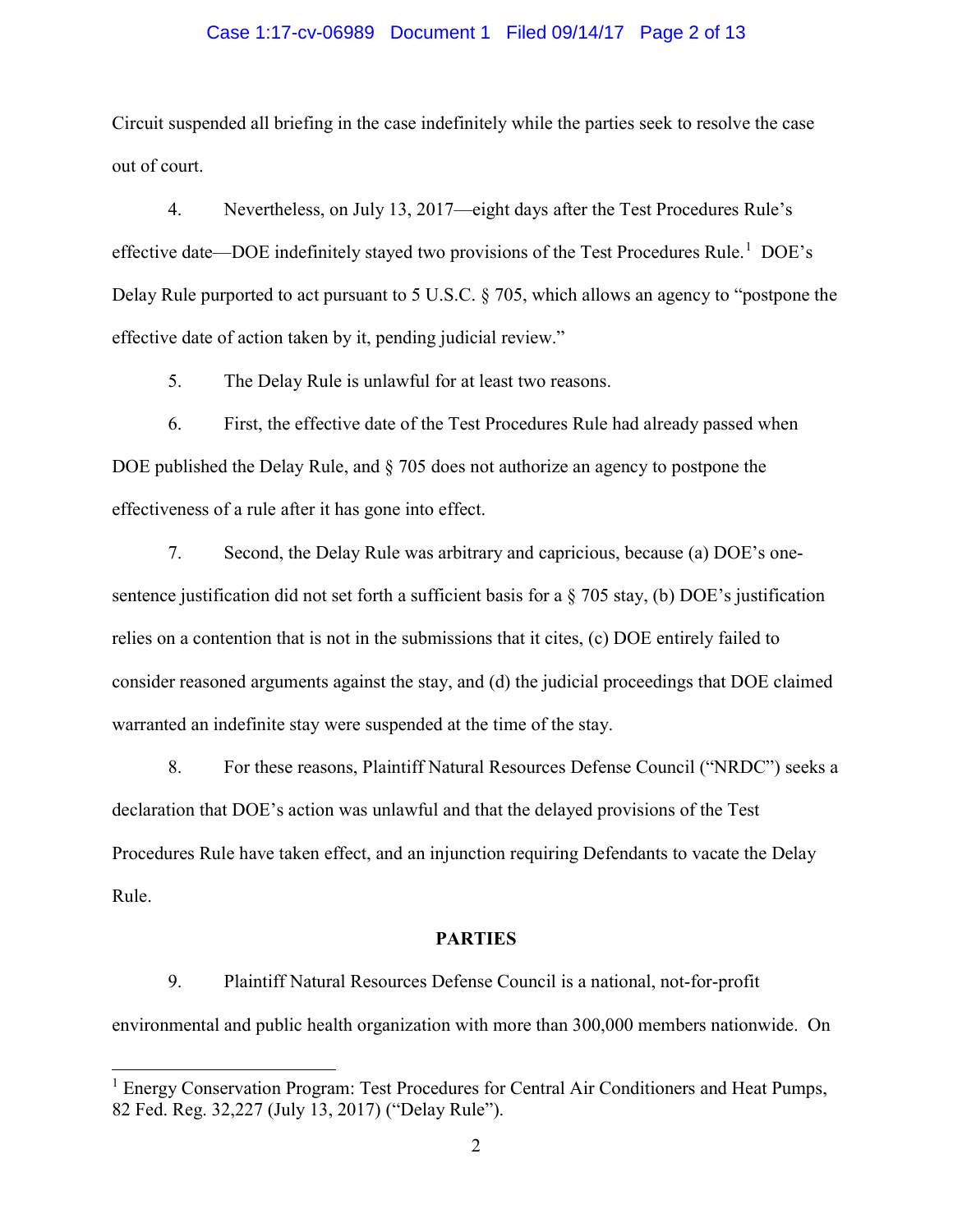Circuit suspended all briefing in the case indefinitely while the parties seek to resolve the case out of court.

4. Nevertheless, on July 13, 2017—eight days after the Test Procedures Rule's effective date—DOE indefinitely stayed two provisions of the Test Procedures Rule.[1] DOE's Delay Rule purported to act pursuant to 5 U.S.C. § 705, which allows an agency to "postpone the effective date of action taken by it, pending judicial review."

5. The Delay Rule is unlawful for at least two reasons.

6. First, the effective date of the Test Procedures Rule had already passed when DOE published the Delay Rule, and § 705 does not authorize an agency to postpone the effectiveness of a rule after it has gone into effect.

7. Second, the Delay Rule was arbitrary and capricious, because (a) DOE's one-sentence justification did not set forth a sufficient basis for a § 705 stay, (b) DOE's justification relies on a contention that is not in the submissions that it cites, (c) DOE entirely failed to consider reasoned arguments against the stay, and (d) the judicial proceedings that DOE claimed warranted an indefinite stay were suspended at the time of the stay.

8. For these reasons, Plaintiff Natural Resources Defense Council ("NRDC") seeks a declaration that DOE's action was unlawful and that the delayed provisions of the Test Procedures Rule have taken effect, and an injunction requiring Defendants to vacate the Delay Rule.

## PARTIES

9. Plaintiff Natural Resources Defense Council is a national, not-for-profit environmental and public health organization with more than 300,000 members nationwide. On

---

[1] Energy Conservation Program: Test Procedures for Central Air Conditioners and Heat Pumps, 82 Fed. Reg. 32,227 (July 13, 2017) ("Delay Rule").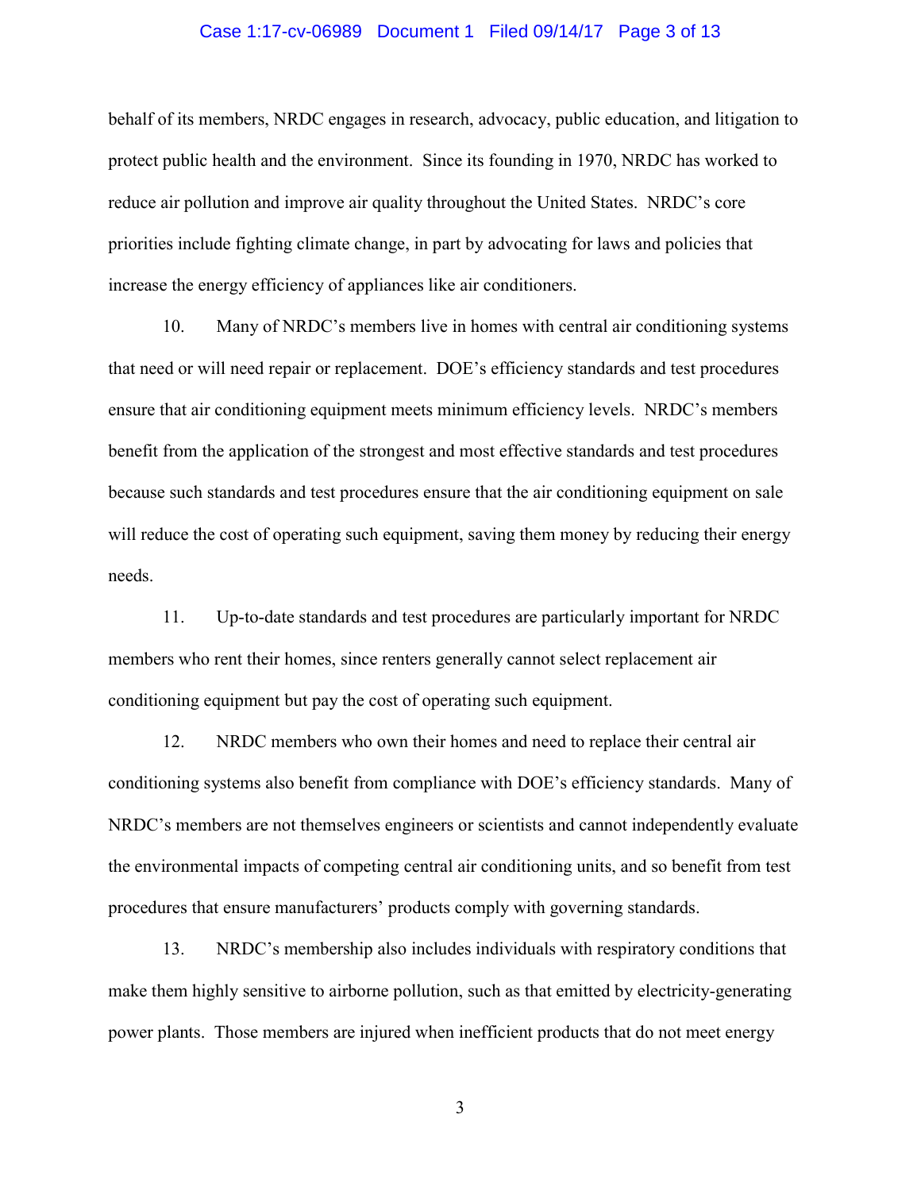behalf of its members, NRDC engages in research, advocacy, public education, and litigation to protect public health and the environment. Since its founding in 1970, NRDC has worked to reduce air pollution and improve air quality throughout the United States. NRDC's core priorities include fighting climate change, in part by advocating for laws and policies that increase the energy efficiency of appliances like air conditioners.

10. Many of NRDC's members live in homes with central air conditioning systems that need or will need repair or replacement. DOE's efficiency standards and test procedures ensure that air conditioning equipment meets minimum efficiency levels. NRDC's members benefit from the application of the strongest and most effective standards and test procedures because such standards and test procedures ensure that the air conditioning equipment on sale will reduce the cost of operating such equipment, saving them money by reducing their energy needs.

11. Up-to-date standards and test procedures are particularly important for NRDC members who rent their homes, since renters generally cannot select replacement air conditioning equipment but pay the cost of operating such equipment.

12. NRDC members who own their homes and need to replace their central air conditioning systems also benefit from compliance with DOE's efficiency standards. Many of NRDC's members are not themselves engineers or scientists and cannot independently evaluate the environmental impacts of competing central air conditioning units, and so benefit from test procedures that ensure manufacturers' products comply with governing standards.

13. NRDC's membership also includes individuals with respiratory conditions that make them highly sensitive to airborne pollution, such as that emitted by electricity-generating power plants. Those members are injured when inefficient products that do not meet energy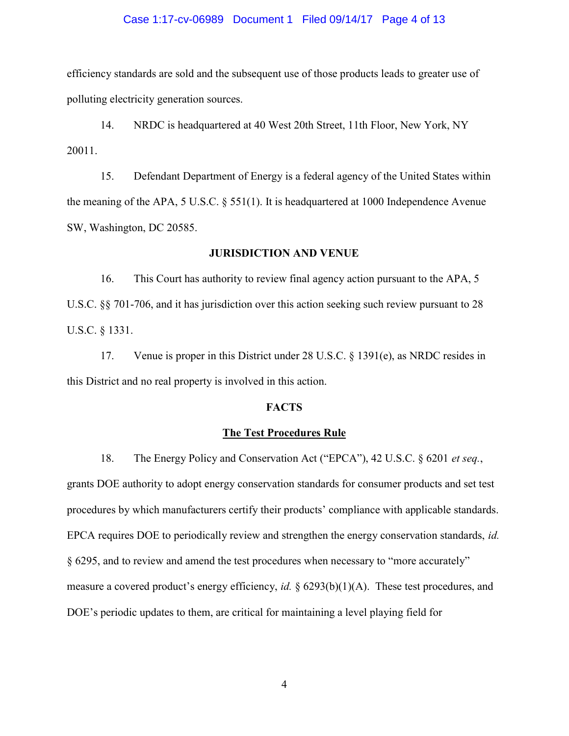efficiency standards are sold and the subsequent use of those products leads to greater use of polluting electricity generation sources.

14. NRDC is headquartered at 40 West 20th Street, 11th Floor, New York, NY 20011.

15. Defendant Department of Energy is a federal agency of the United States within the meaning of the APA, 5 U.S.C. § 551(1). It is headquartered at 1000 Independence Avenue SW, Washington, DC 20585.

**JURISDICTION AND VENUE**

16. This Court has authority to review final agency action pursuant to the APA, 5 U.S.C. §§ 701-706, and it has jurisdiction over this action seeking such review pursuant to 28 U.S.C. § 1331.

17. Venue is proper in this District under 28 U.S.C. § 1391(e), as NRDC resides in this District and no real property is involved in this action.

**FACTS**

**The Test Procedures Rule**

18. The Energy Policy and Conservation Act ("EPCA"), 42 U.S.C. § 6201 *et seq.*, grants DOE authority to adopt energy conservation standards for consumer products and set test procedures by which manufacturers certify their products' compliance with applicable standards. EPCA requires DOE to periodically review and strengthen the energy conservation standards, *id.* § 6295, and to review and amend the test procedures when necessary to "more accurately" measure a covered product's energy efficiency, *id.* § 6293(b)(1)(A). These test procedures, and DOE's periodic updates to them, are critical for maintaining a level playing field for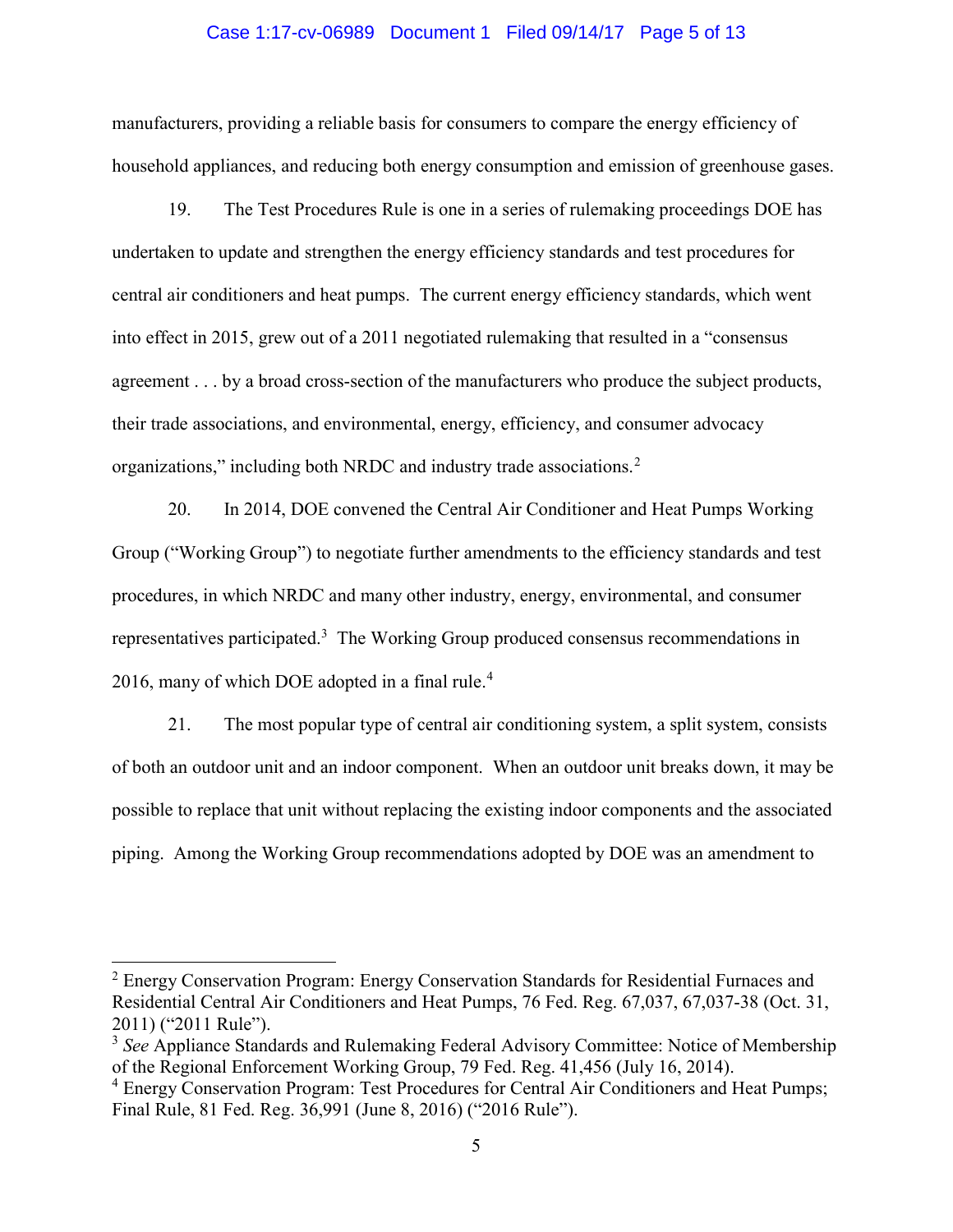manufacturers, providing a reliable basis for consumers to compare the energy efficiency of household appliances, and reducing both energy consumption and emission of greenhouse gases.

19. The Test Procedures Rule is one in a series of rulemaking proceedings DOE has undertaken to update and strengthen the energy efficiency standards and test procedures for central air conditioners and heat pumps. The current energy efficiency standards, which went into effect in 2015, grew out of a 2011 negotiated rulemaking that resulted in a "consensus agreement . . . by a broad cross-section of the manufacturers who produce the subject products, their trade associations, and environmental, energy, efficiency, and consumer advocacy organizations," including both NRDC and industry trade associations.[2]

20. In 2014, DOE convened the Central Air Conditioner and Heat Pumps Working Group ("Working Group") to negotiate further amendments to the efficiency standards and test procedures, in which NRDC and many other industry, energy, environmental, and consumer representatives participated.[3] The Working Group produced consensus recommendations in 2016, many of which DOE adopted in a final rule.[4]

21. The most popular type of central air conditioning system, a split system, consists of both an outdoor unit and an indoor component. When an outdoor unit breaks down, it may be possible to replace that unit without replacing the existing indoor components and the associated piping. Among the Working Group recommendations adopted by DOE was an amendment to

---

[2] Energy Conservation Program: Energy Conservation Standards for Residential Furnaces and Residential Central Air Conditioners and Heat Pumps, 76 Fed. Reg. 67,037, 67,037-38 (Oct. 31, 2011) ("2011 Rule").

[3] *See* Appliance Standards and Rulemaking Federal Advisory Committee: Notice of Membership of the Regional Enforcement Working Group, 79 Fed. Reg. 41,456 (July 16, 2014).

[4] Energy Conservation Program: Test Procedures for Central Air Conditioners and Heat Pumps; Final Rule, 81 Fed. Reg. 36,991 (June 8, 2016) ("2016 Rule").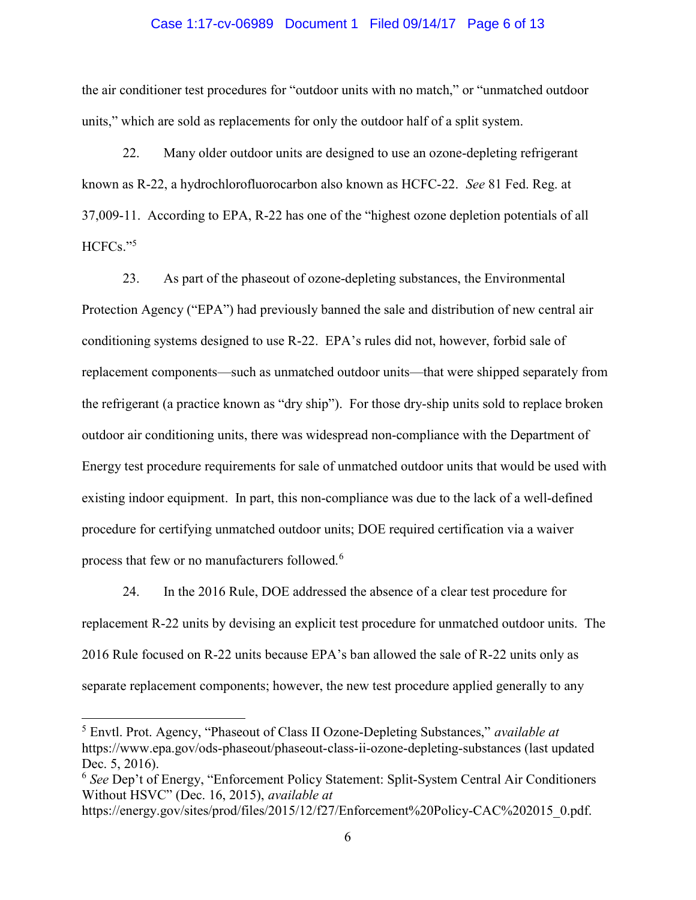the air conditioner test procedures for "outdoor units with no match," or "unmatched outdoor units," which are sold as replacements for only the outdoor half of a split system.

22. Many older outdoor units are designed to use an ozone-depleting refrigerant known as R-22, a hydrochlorofluorocarbon also known as HCFC-22. *See* 81 Fed. Reg. at 37,009-11. According to EPA, R-22 has one of the "highest ozone depletion potentials of all HCFCs."[5]

23. As part of the phaseout of ozone-depleting substances, the Environmental Protection Agency ("EPA") had previously banned the sale and distribution of new central air conditioning systems designed to use R-22. EPA's rules did not, however, forbid sale of replacement components—such as unmatched outdoor units—that were shipped separately from the refrigerant (a practice known as "dry ship"). For those dry-ship units sold to replace broken outdoor air conditioning units, there was widespread non-compliance with the Department of Energy test procedure requirements for sale of unmatched outdoor units that would be used with existing indoor equipment. In part, this non-compliance was due to the lack of a well-defined procedure for certifying unmatched outdoor units; DOE required certification via a waiver process that few or no manufacturers followed.[6]

24. In the 2016 Rule, DOE addressed the absence of a clear test procedure for replacement R-22 units by devising an explicit test procedure for unmatched outdoor units. The 2016 Rule focused on R-22 units because EPA's ban allowed the sale of R-22 units only as separate replacement components; however, the new test procedure applied generally to any

---

[5] Envtl. Prot. Agency, "Phaseout of Class II Ozone-Depleting Substances," *available at* https://www.epa.gov/ods-phaseout/phaseout-class-ii-ozone-depleting-substances (last updated Dec. 5, 2016).

[6] *See* Dep't of Energy, "Enforcement Policy Statement: Split-System Central Air Conditioners Without HSVC" (Dec. 16, 2015), *available at* https://energy.gov/sites/prod/files/2015/12/f27/Enforcement%20Policy-CAC%202015_0.pdf.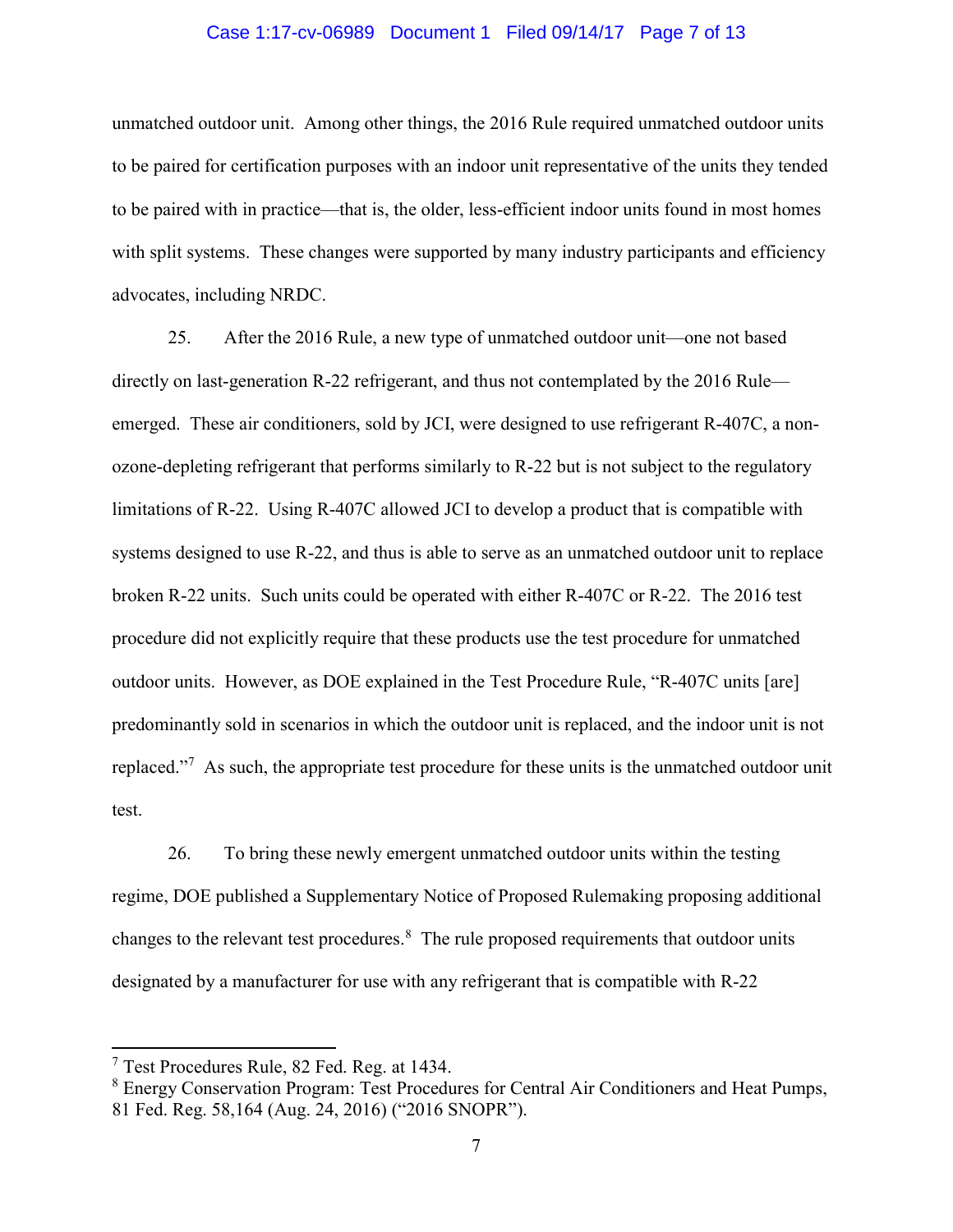unmatched outdoor unit. Among other things, the 2016 Rule required unmatched outdoor units to be paired for certification purposes with an indoor unit representative of the units they tended to be paired with in practice—that is, the older, less-efficient indoor units found in most homes with split systems. These changes were supported by many industry participants and efficiency advocates, including NRDC.

25. After the 2016 Rule, a new type of unmatched outdoor unit—one not based directly on last-generation R-22 refrigerant, and thus not contemplated by the 2016 Rule—emerged. These air conditioners, sold by JCI, were designed to use refrigerant R-407C, a non-ozone-depleting refrigerant that performs similarly to R-22 but is not subject to the regulatory limitations of R-22. Using R-407C allowed JCI to develop a product that is compatible with systems designed to use R-22, and thus is able to serve as an unmatched outdoor unit to replace broken R-22 units. Such units could be operated with either R-407C or R-22. The 2016 test procedure did not explicitly require that these products use the test procedure for unmatched outdoor units. However, as DOE explained in the Test Procedure Rule, "R-407C units [are] predominantly sold in scenarios in which the outdoor unit is replaced, and the indoor unit is not replaced."[7] As such, the appropriate test procedure for these units is the unmatched outdoor unit test.

26. To bring these newly emergent unmatched outdoor units within the testing regime, DOE published a Supplementary Notice of Proposed Rulemaking proposing additional changes to the relevant test procedures.[8] The rule proposed requirements that outdoor units designated by a manufacturer for use with any refrigerant that is compatible with R-22

---

[7] Test Procedures Rule, 82 Fed. Reg. at 1434.

[8] Energy Conservation Program: Test Procedures for Central Air Conditioners and Heat Pumps, 81 Fed. Reg. 58,164 (Aug. 24, 2016) ("2016 SNOPR").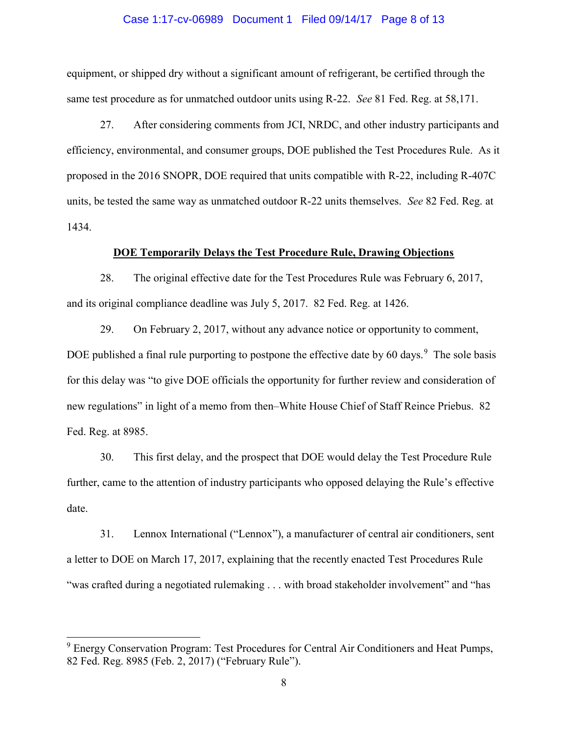equipment, or shipped dry without a significant amount of refrigerant, be certified through the same test procedure as for unmatched outdoor units using R-22. *See* 81 Fed. Reg. at 58,171.

27. After considering comments from JCI, NRDC, and other industry participants and efficiency, environmental, and consumer groups, DOE published the Test Procedures Rule. As it proposed in the 2016 SNOPR, DOE required that units compatible with R-22, including R-407C units, be tested the same way as unmatched outdoor R-22 units themselves. *See* 82 Fed. Reg. at 1434.

**DOE Temporarily Delays the Test Procedure Rule, Drawing Objections**

28. The original effective date for the Test Procedures Rule was February 6, 2017, and its original compliance deadline was July 5, 2017. 82 Fed. Reg. at 1426.

29. On February 2, 2017, without any advance notice or opportunity to comment, DOE published a final rule purporting to postpone the effective date by 60 days.[9] The sole basis for this delay was "to give DOE officials the opportunity for further review and consideration of new regulations" in light of a memo from then–White House Chief of Staff Reince Priebus. 82 Fed. Reg. at 8985.

30. This first delay, and the prospect that DOE would delay the Test Procedure Rule further, came to the attention of industry participants who opposed delaying the Rule's effective date.

31. Lennox International ("Lennox"), a manufacturer of central air conditioners, sent a letter to DOE on March 17, 2017, explaining that the recently enacted Test Procedures Rule "was crafted during a negotiated rulemaking . . . with broad stakeholder involvement" and "has

[9] Energy Conservation Program: Test Procedures for Central Air Conditioners and Heat Pumps, 82 Fed. Reg. 8985 (Feb. 2, 2017) ("February Rule").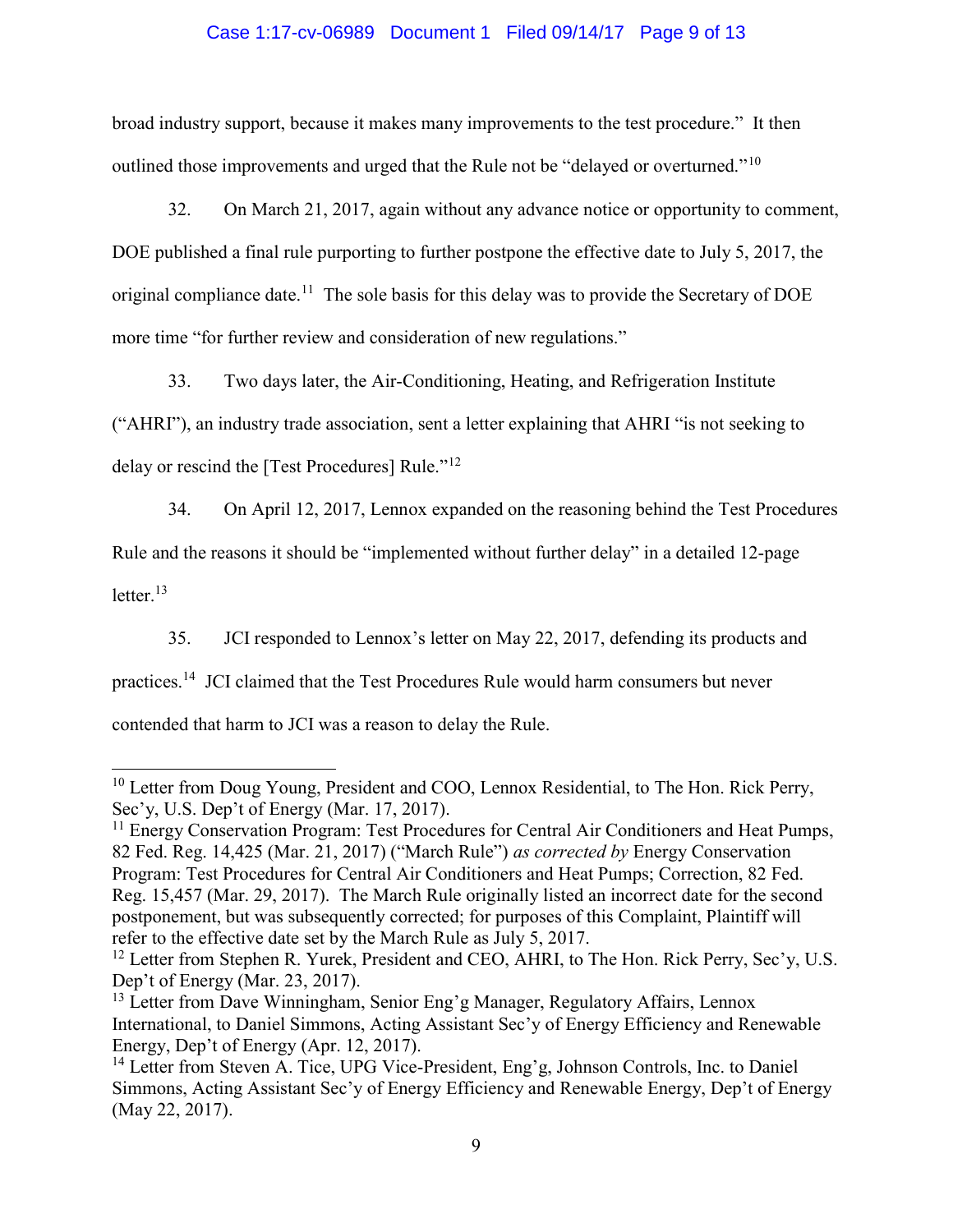broad industry support, because it makes many improvements to the test procedure." It then outlined those improvements and urged that the Rule not be "delayed or overturned."[10]

32. On March 21, 2017, again without any advance notice or opportunity to comment, DOE published a final rule purporting to further postpone the effective date to July 5, 2017, the original compliance date.[11] The sole basis for this delay was to provide the Secretary of DOE more time "for further review and consideration of new regulations."

33. Two days later, the Air-Conditioning, Heating, and Refrigeration Institute ("AHRI"), an industry trade association, sent a letter explaining that AHRI "is not seeking to delay or rescind the [Test Procedures] Rule."[12]

34. On April 12, 2017, Lennox expanded on the reasoning behind the Test Procedures Rule and the reasons it should be "implemented without further delay" in a detailed 12-page letter.[13]

35. JCI responded to Lennox's letter on May 22, 2017, defending its products and practices.[14] JCI claimed that the Test Procedures Rule would harm consumers but never contended that harm to JCI was a reason to delay the Rule.

---

[10] Letter from Doug Young, President and COO, Lennox Residential, to The Hon. Rick Perry, Sec'y, U.S. Dep't of Energy (Mar. 17, 2017).

[11] Energy Conservation Program: Test Procedures for Central Air Conditioners and Heat Pumps, 82 Fed. Reg. 14,425 (Mar. 21, 2017) ("March Rule") *as corrected by* Energy Conservation Program: Test Procedures for Central Air Conditioners and Heat Pumps; Correction, 82 Fed. Reg. 15,457 (Mar. 29, 2017). The March Rule originally listed an incorrect date for the second postponement, but was subsequently corrected; for purposes of this Complaint, Plaintiff will refer to the effective date set by the March Rule as July 5, 2017.

[12] Letter from Stephen R. Yurek, President and CEO, AHRI, to The Hon. Rick Perry, Sec'y, U.S. Dep't of Energy (Mar. 23, 2017).

[13] Letter from Dave Winningham, Senior Eng'g Manager, Regulatory Affairs, Lennox International, to Daniel Simmons, Acting Assistant Sec'y of Energy Efficiency and Renewable Energy, Dep't of Energy (Apr. 12, 2017).

[14] Letter from Steven A. Tice, UPG Vice-President, Eng'g, Johnson Controls, Inc. to Daniel Simmons, Acting Assistant Sec'y of Energy Efficiency and Renewable Energy, Dep't of Energy (May 22, 2017).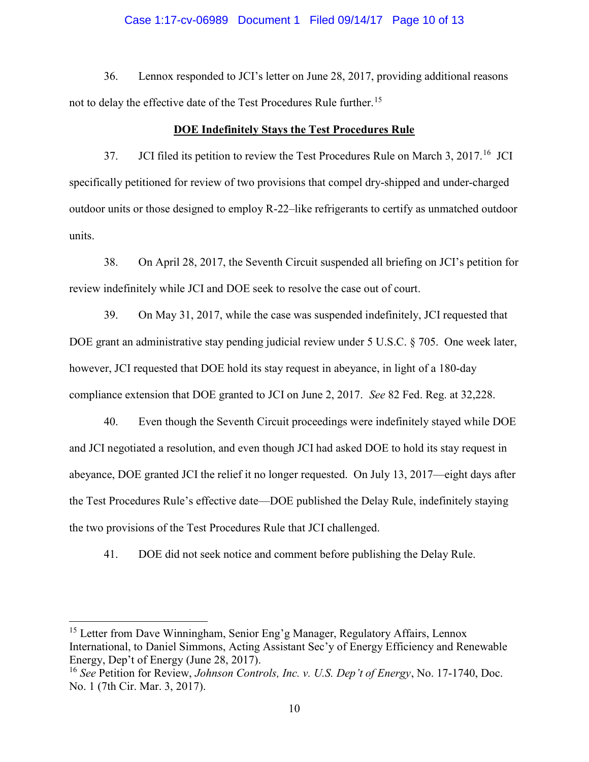36. Lennox responded to JCI's letter on June 28, 2017, providing additional reasons not to delay the effective date of the Test Procedures Rule further.[15]

**DOE Indefinitely Stays the Test Procedures Rule**

37. JCI filed its petition to review the Test Procedures Rule on March 3, 2017.[16] JCI specifically petitioned for review of two provisions that compel dry-shipped and under-charged outdoor units or those designed to employ R-22–like refrigerants to certify as unmatched outdoor units.

38. On April 28, 2017, the Seventh Circuit suspended all briefing on JCI's petition for review indefinitely while JCI and DOE seek to resolve the case out of court.

39. On May 31, 2017, while the case was suspended indefinitely, JCI requested that DOE grant an administrative stay pending judicial review under 5 U.S.C. § 705. One week later, however, JCI requested that DOE hold its stay request in abeyance, in light of a 180-day compliance extension that DOE granted to JCI on June 2, 2017. *See* 82 Fed. Reg. at 32,228.

40. Even though the Seventh Circuit proceedings were indefinitely stayed while DOE and JCI negotiated a resolution, and even though JCI had asked DOE to hold its stay request in abeyance, DOE granted JCI the relief it no longer requested. On July 13, 2017—eight days after the Test Procedures Rule's effective date—DOE published the Delay Rule, indefinitely staying the two provisions of the Test Procedures Rule that JCI challenged.

41. DOE did not seek notice and comment before publishing the Delay Rule.

---

[15] Letter from Dave Winningham, Senior Eng'g Manager, Regulatory Affairs, Lennox International, to Daniel Simmons, Acting Assistant Sec'y of Energy Efficiency and Renewable Energy, Dep't of Energy (June 28, 2017).

[16] *See* Petition for Review, *Johnson Controls, Inc. v. U.S. Dep't of Energy*, No. 17-1740, Doc. No. 1 (7th Cir. Mar. 3, 2017).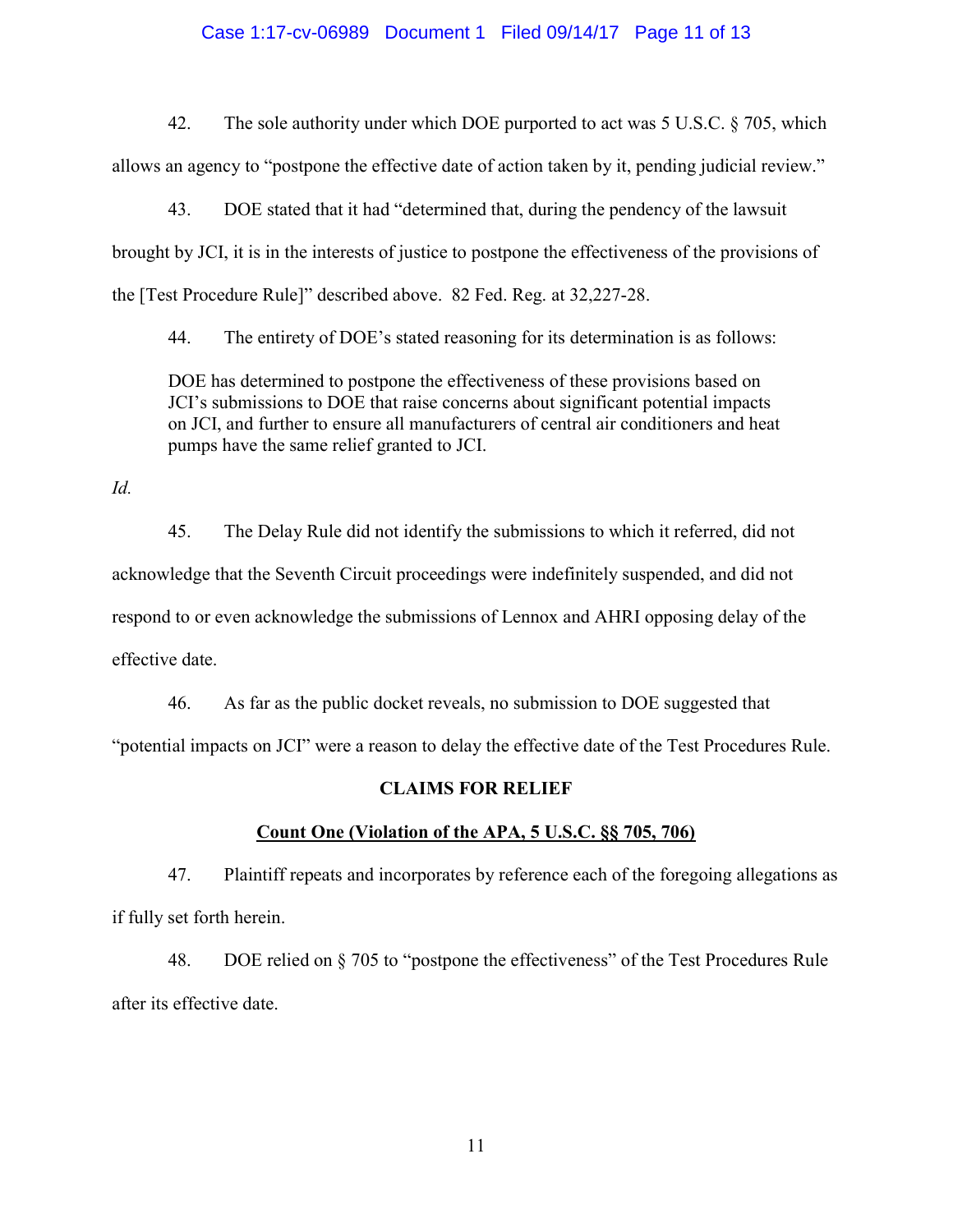42. The sole authority under which DOE purported to act was 5 U.S.C. § 705, which allows an agency to "postpone the effective date of action taken by it, pending judicial review."

43. DOE stated that it had "determined that, during the pendency of the lawsuit brought by JCI, it is in the interests of justice to postpone the effectiveness of the provisions of the [Test Procedure Rule]" described above. 82 Fed. Reg. at 32,227-28.

44. The entirety of DOE's stated reasoning for its determination is as follows:

> DOE has determined to postpone the effectiveness of these provisions based on JCI's submissions to DOE that raise concerns about significant potential impacts on JCI, and further to ensure all manufacturers of central air conditioners and heat pumps have the same relief granted to JCI.

*Id.*

45. The Delay Rule did not identify the submissions to which it referred, did not acknowledge that the Seventh Circuit proceedings were indefinitely suspended, and did not respond to or even acknowledge the submissions of Lennox and AHRI opposing delay of the effective date.

46. As far as the public docket reveals, no submission to DOE suggested that "potential impacts on JCI" were a reason to delay the effective date of the Test Procedures Rule.

## CLAIMS FOR RELIEF

### Count One (Violation of the APA, 5 U.S.C. §§ 705, 706)

47. Plaintiff repeats and incorporates by reference each of the foregoing allegations as if fully set forth herein.

48. DOE relied on § 705 to "postpone the effectiveness" of the Test Procedures Rule after its effective date.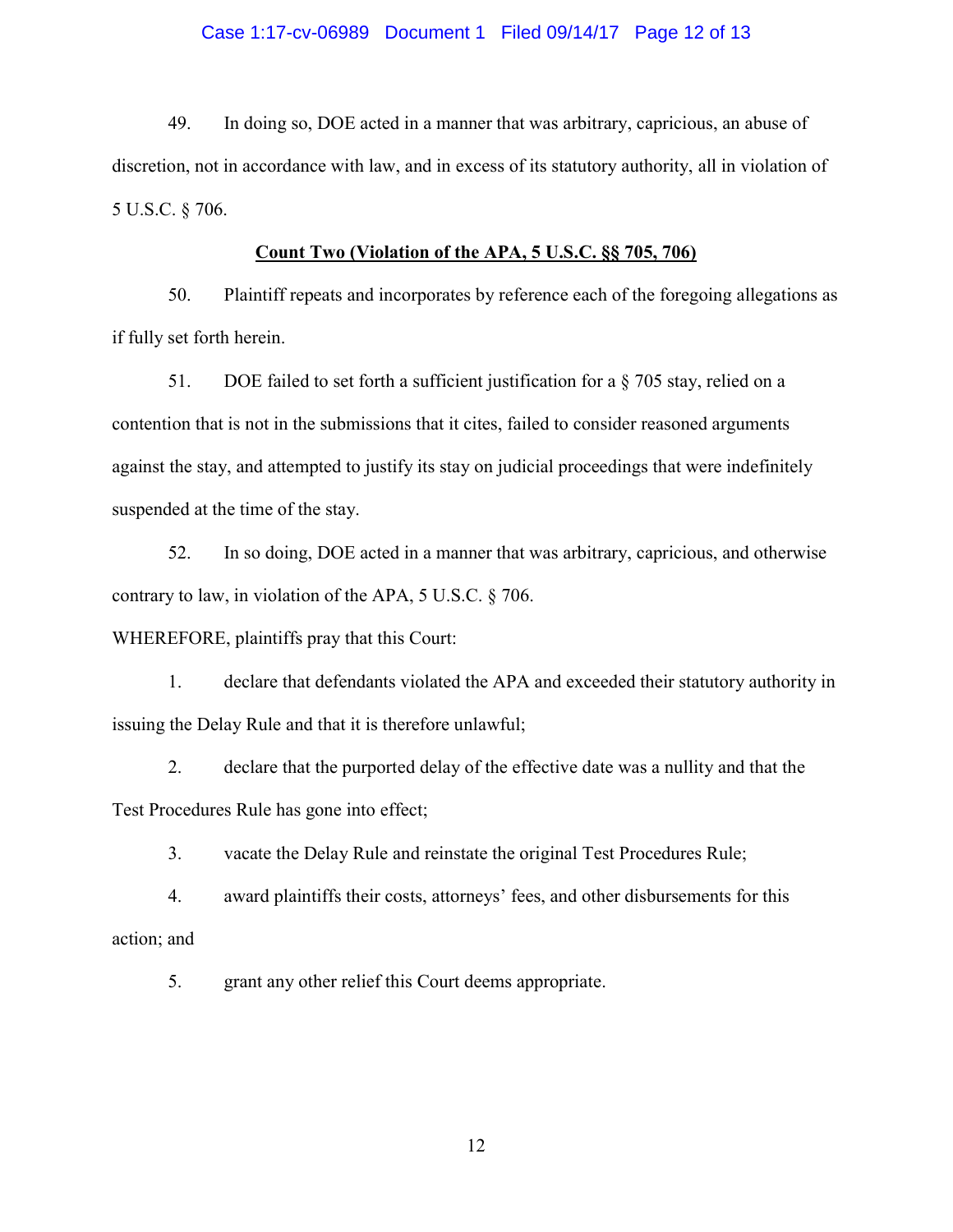49. In doing so, DOE acted in a manner that was arbitrary, capricious, an abuse of discretion, not in accordance with law, and in excess of its statutory authority, all in violation of 5 U.S.C. § 706.

**Count Two (Violation of the APA, 5 U.S.C. §§ 705, 706)**

50. Plaintiff repeats and incorporates by reference each of the foregoing allegations as if fully set forth herein.

51. DOE failed to set forth a sufficient justification for a § 705 stay, relied on a contention that is not in the submissions that it cites, failed to consider reasoned arguments against the stay, and attempted to justify its stay on judicial proceedings that were indefinitely suspended at the time of the stay.

52. In so doing, DOE acted in a manner that was arbitrary, capricious, and otherwise contrary to law, in violation of the APA, 5 U.S.C. § 706.

WHEREFORE, plaintiffs pray that this Court:

1. declare that defendants violated the APA and exceeded their statutory authority in issuing the Delay Rule and that it is therefore unlawful;

2. declare that the purported delay of the effective date was a nullity and that the Test Procedures Rule has gone into effect;

3. vacate the Delay Rule and reinstate the original Test Procedures Rule;

4. award plaintiffs their costs, attorneys' fees, and other disbursements for this action; and

5. grant any other relief this Court deems appropriate.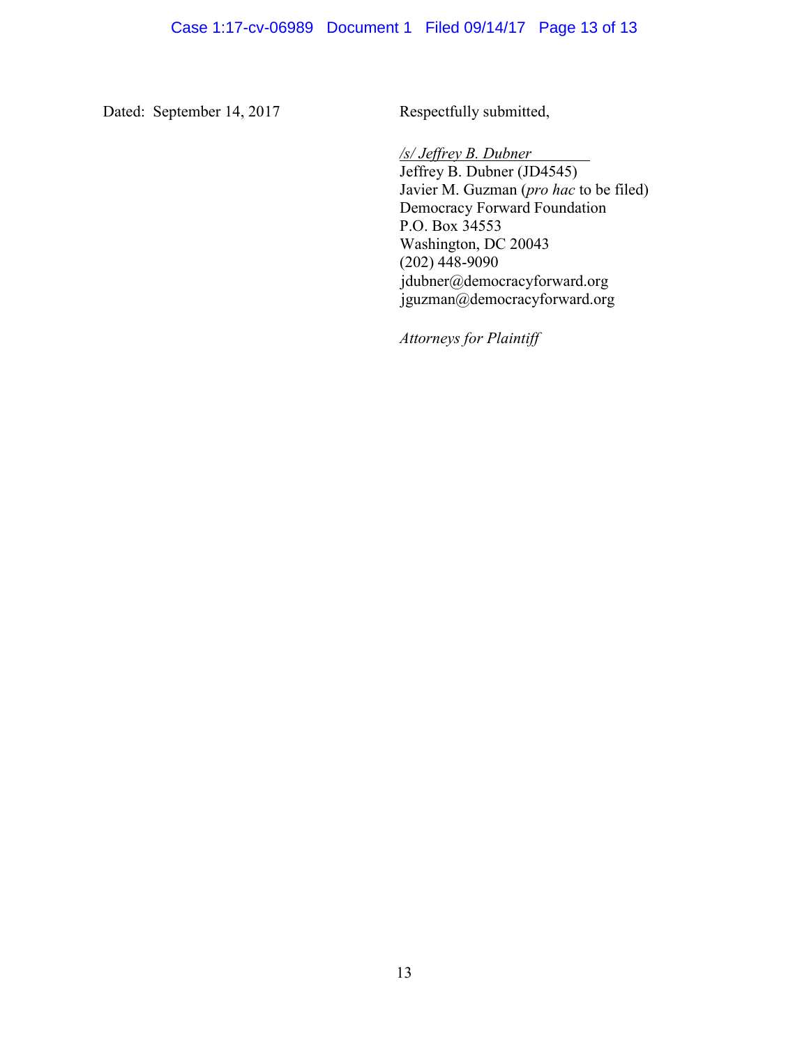Dated: September 14, 2017

Respectfully submitted,

*/s/ Jeffrey B. Dubner*
Jeffrey B. Dubner (JD4545)
Javier M. Guzman (*pro hac* to be filed)
Democracy Forward Foundation
P.O. Box 34553
Washington, DC 20043
(202) 448-9090
jdubner@democracyforward.org
jguzman@democracyforward.org

*Attorneys for Plaintiff*